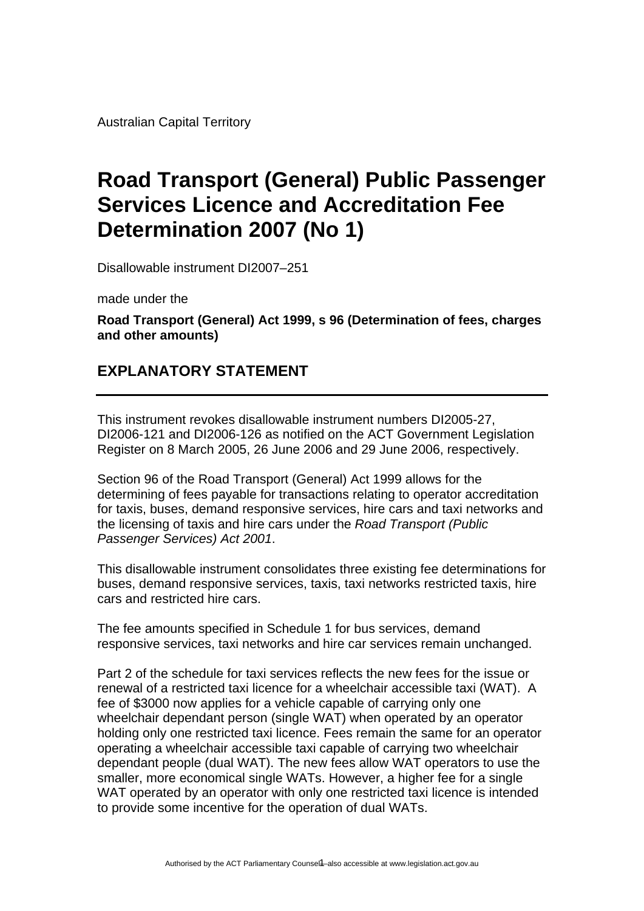Australian Capital Territory

# Road Transport (General) Public Passenger Services Licence and Accreditation Fee Determination 2007 (No 1)

Disallowable instrument DI2007–251

made under the

**Road Transport (General) Act 1999, s 96 (Determination of fees, charges and other amounts)**

## EXPLANATORY STATEMENT

This instrument revokes disallowable instrument numbers DI2005-27, DI2006-121 and DI2006-126 as notified on the ACT Government Legislation Register on 8 March 2005, 26 June 2006 and 29 June 2006, respectively.

Section 96 of the Road Transport (General) Act 1999 allows for the determining of fees payable for transactions relating to operator accreditation for taxis, buses, demand responsive services, hire cars and taxi networks and the licensing of taxis and hire cars under the *Road Transport (Public Passenger Services) Act 2001*.

This disallowable instrument consolidates three existing fee determinations for buses, demand responsive services, taxis, taxi networks restricted taxis, hire cars and restricted hire cars.

The fee amounts specified in Schedule 1 for bus services, demand responsive services, taxi networks and hire car services remain unchanged.

Part 2 of the schedule for taxi services reflects the new fees for the issue or renewal of a restricted taxi licence for a wheelchair accessible taxi (WAT). A fee of $3000 now applies for a vehicle capable of carrying only one wheelchair dependant person (single WAT) when operated by an operator holding only one restricted taxi licence. Fees remain the same for an operator operating a wheelchair accessible taxi capable of carrying two wheelchair dependant people (dual WAT). The new fees allow WAT operators to use the smaller, more economical single WATs. However, a higher fee for a single WAT operated by an operator with only one restricted taxi licence is intended to provide some incentive for the operation of dual WATs.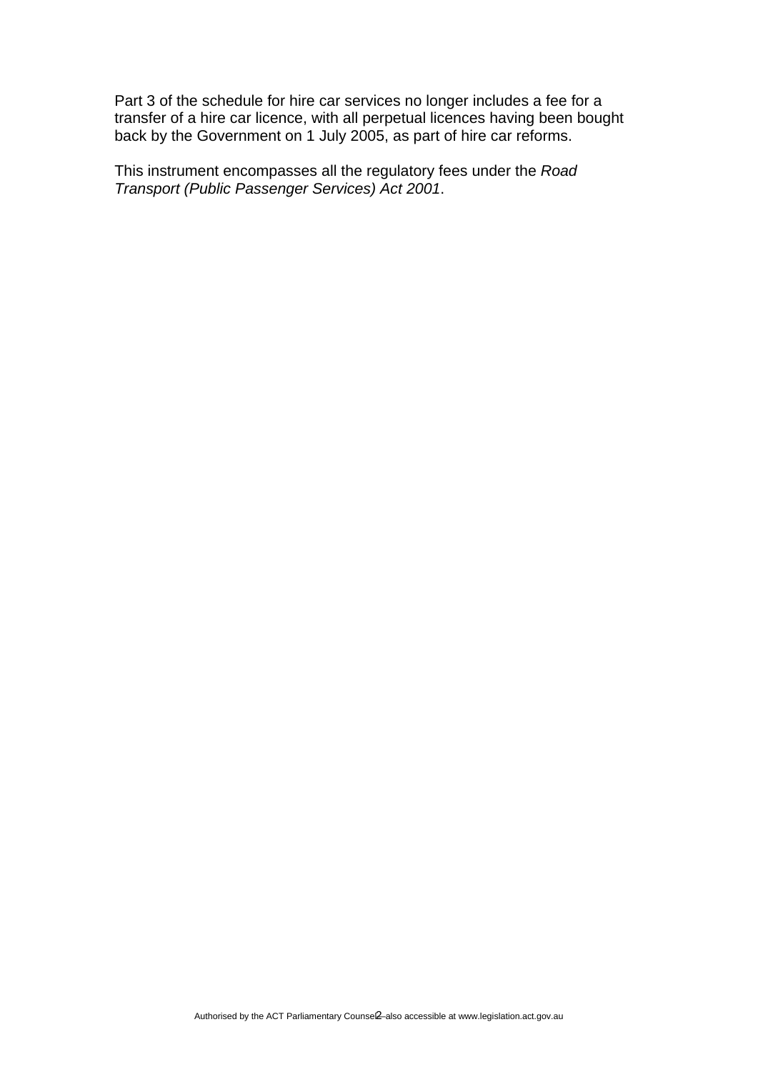Part 3 of the schedule for hire car services no longer includes a fee for a transfer of a hire car licence, with all perpetual licences having been bought back by the Government on 1 July 2005, as part of hire car reforms.

This instrument encompasses all the regulatory fees under the *Road Transport (Public Passenger Services) Act 2001*.